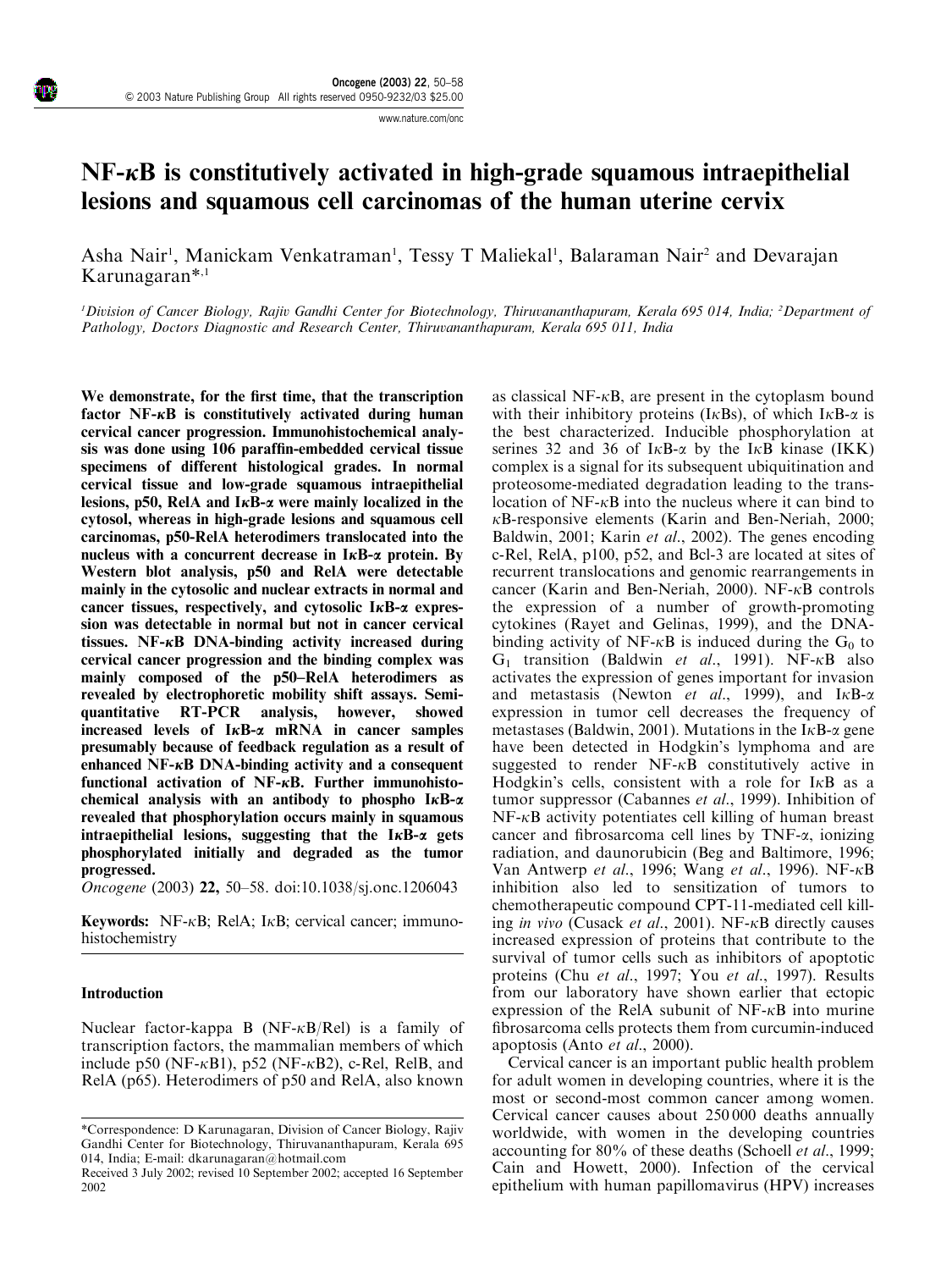# NF-κB is constitutively activated in high-grade squamous intraepithelial lesions and squamous cell carcinomas of the human uterine cervix

Asha Nair[1], Manickam Venkatraman[1], Tessy T Maliekal[1], Balaraman Nair[2] and Devarajan Karunagaran*,[1]

[1]Division of Cancer Biology, Rajiv Gandhi Center for Biotechnology, Thiruvananthapuram, Kerala 695 014, India; [2]Department of Pathology, Doctors Diagnostic and Research Center, Thiruvananthapuram, Kerala 695 011, India

**We demonstrate, for the first time, that the transcription factor NF-κB is constitutively activated during human cervical cancer progression. Immunohistochemical analysis was done using 106 paraffin-embedded cervical tissue specimens of different histological grades. In normal cervical tissue and low-grade squamous intraepithelial lesions, p50, RelA and IκB-α were mainly localized in the cytosol, whereas in high-grade lesions and squamous cell carcinomas, p50-RelA heterodimers translocated into the nucleus with a concurrent decrease in IκB-α protein. By Western blot analysis, p50 and RelA were detectable mainly in the cytosolic and nuclear extracts in normal and cancer tissues, respectively, and cytosolic IκB-α expression was detectable in normal but not in cancer cervical tissues. NF-κB DNA-binding activity increased during cervical cancer progression and the binding complex was mainly composed of the p50–RelA heterodimers as revealed by electrophoretic mobility shift assays. Semi-quantitative RT-PCR analysis, however, showed increased levels of IκB-α mRNA in cancer samples presumably because of feedback regulation as a result of enhanced NF-κB DNA-binding activity and a consequent functional activation of NF-κB. Further immunohistochemical analysis with an antibody to phospho IκB-α revealed that phosphorylation occurs mainly in squamous intraepithelial lesions, suggesting that the IκB-α gets phosphorylated initially and degraded as the tumor progressed.**

*Oncogene* (2003) **22,** 50–58. doi:10.1038/sj.onc.1206043

**Keywords:** NF-κB; RelA; IκB; cervical cancer; immunohistochemistry

## Introduction

Nuclear factor-kappa B (NF-κB/Rel) is a family of transcription factors, the mammalian members of which include p50 (NF-κB1), p52 (NF-κB2), c-Rel, RelB, and RelA (p65). Heterodimers of p50 and RelA, also known as classical NF-κB, are present in the cytoplasm bound with their inhibitory proteins (IκBs), of which IκB-α is the best characterized. Inducible phosphorylation at serines 32 and 36 of IκB-α by the IκB kinase (IKK) complex is a signal for its subsequent ubiquitination and proteosome-mediated degradation leading to the translocation of NF-κB into the nucleus where it can bind to κB-responsive elements (Karin and Ben-Neriah, 2000; Baldwin, 2001; Karin *et al*., 2002). The genes encoding c-Rel, RelA, p100, p52, and Bcl-3 are located at sites of recurrent translocations and genomic rearrangements in cancer (Karin and Ben-Neriah, 2000). NF-κB controls the expression of a number of growth-promoting cytokines (Rayet and Gelinas, 1999), and the DNA-binding activity of NF-κB is induced during the $G_0$ to $G_1$ transition (Baldwin *et al*., 1991). NF-κB also activates the expression of genes important for invasion and metastasis (Newton *et al*., 1999), and IκB-α expression in tumor cell decreases the frequency of metastases (Baldwin, 2001). Mutations in the IκB-α gene have been detected in Hodgkin's lymphoma and are suggested to render NF-κB constitutively active in Hodgkin's cells, consistent with a role for IκB as a tumor suppressor (Cabannes *et al*., 1999). Inhibition of NF-κB activity potentiates cell killing of human breast cancer and fibrosarcoma cell lines by TNF-α, ionizing radiation, and daunorubicin (Beg and Baltimore, 1996; Van Antwerp *et al*., 1996; Wang *et al*., 1996). NF-κB inhibition also led to sensitization of tumors to chemotherapeutic compound CPT-11-mediated cell killing *in vivo* (Cusack *et al*., 2001). NF-κB directly causes increased expression of proteins that contribute to the survival of tumor cells such as inhibitors of apoptotic proteins (Chu *et al*., 1997; You *et al*., 1997). Results from our laboratory have shown earlier that ectopic expression of the RelA subunit of NF-κB into murine fibrosarcoma cells protects them from curcumin-induced apoptosis (Anto *et al*., 2000).

Cervical cancer is an important public health problem for adult women in developing countries, where it is the most or second-most common cancer among women. Cervical cancer causes about 250 000 deaths annually worldwide, with women in the developing countries accounting for 80% of these deaths (Schoell *et al*., 1999; Cain and Howett, 2000). Infection of the cervical epithelium with human papillomavirus (HPV) increases

*Correspondence: D Karunagaran, Division of Cancer Biology, Rajiv Gandhi Center for Biotechnology, Thiruvananthapuram, Kerala 695 014, India; E-mail: dkarunagaran@hotmail.com

Received 3 July 2002; revised 10 September 2002; accepted 16 September 2002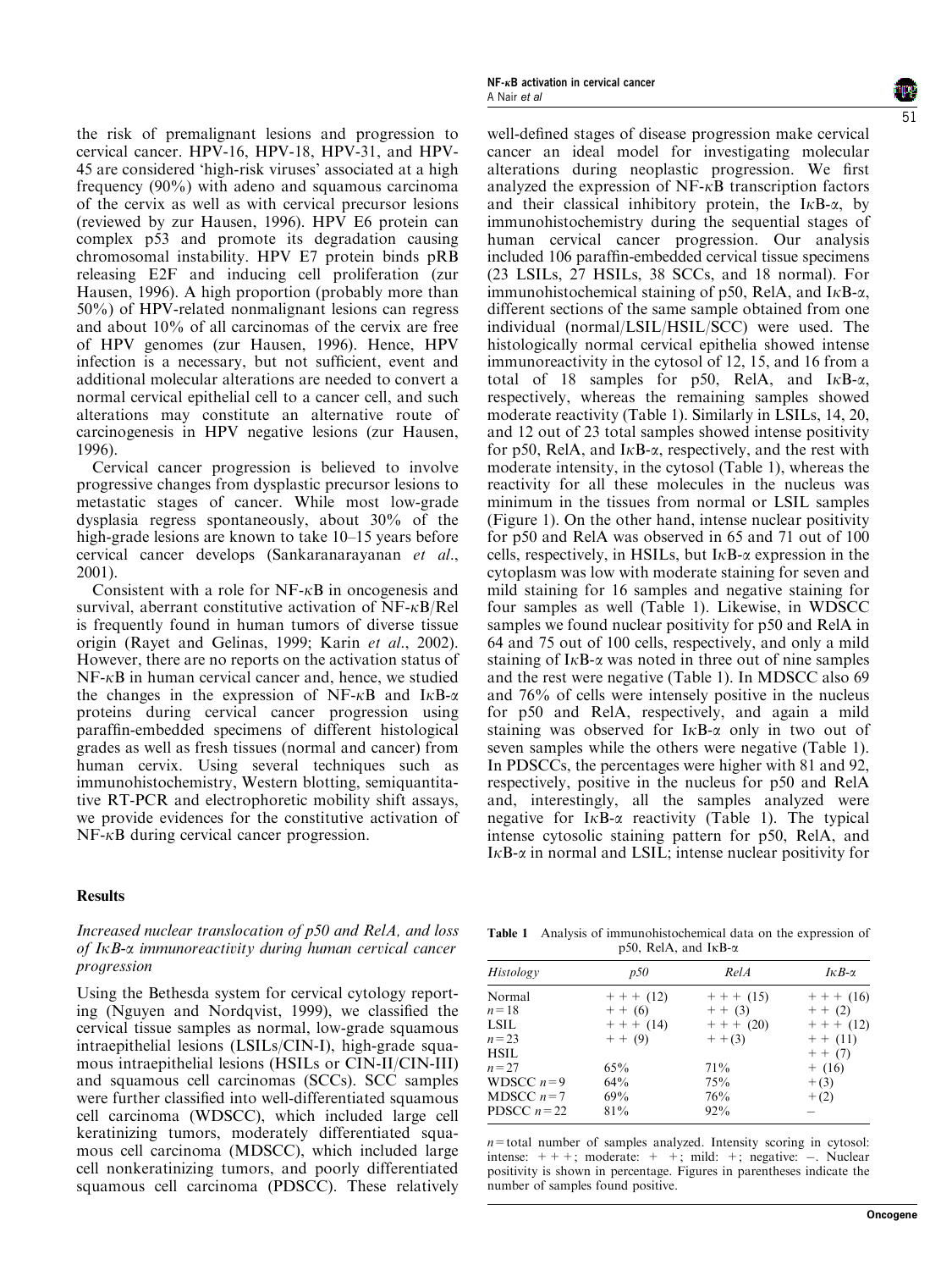the risk of premalignant lesions and progression to cervical cancer. HPV-16, HPV-18, HPV-31, and HPV-45 are considered 'high-risk viruses' associated at a high frequency (90%) with adeno and squamous carcinoma of the cervix as well as with cervical precursor lesions (reviewed by zur Hausen, 1996). HPV E6 protein can complex p53 and promote its degradation causing chromosomal instability. HPV E7 protein binds pRB releasing E2F and inducing cell proliferation (zur Hausen, 1996). A high proportion (probably more than 50%) of HPV-related nonmalignant lesions can regress and about 10% of all carcinomas of the cervix are free of HPV genomes (zur Hausen, 1996). Hence, HPV infection is a necessary, but not sufficient, event and additional molecular alterations are needed to convert a normal cervical epithelial cell to a cancer cell, and such alterations may constitute an alternative route of carcinogenesis in HPV negative lesions (zur Hausen, 1996).

Cervical cancer progression is believed to involve progressive changes from dysplastic precursor lesions to metastatic stages of cancer. While most low-grade dysplasia regress spontaneously, about 30% of the high-grade lesions are known to take 10–15 years before cervical cancer develops (Sankaranarayanan *et al*., 2001).

Consistent with a role for NF-κB in oncogenesis and survival, aberrant constitutive activation of NF-κB/Rel is frequently found in human tumors of diverse tissue origin (Rayet and Gelinas, 1999; Karin *et al*., 2002). However, there are no reports on the activation status of NF-κB in human cervical cancer and, hence, we studied the changes in the expression of NF-κB and IκB-α proteins during cervical cancer progression using paraffin-embedded specimens of different histological grades as well as fresh tissues (normal and cancer) from human cervix. Using several techniques such as immunohistochemistry, Western blotting, semiquantitative RT-PCR and electrophoretic mobility shift assays, we provide evidences for the constitutive activation of NF-κB during cervical cancer progression.

## Results

### *Increased nuclear translocation of p50 and RelA, and loss of IκB-α immunoreactivity during human cervical cancer progression*

Using the Bethesda system for cervical cytology reporting (Nguyen and Nordqvist, 1999), we classified the cervical tissue samples as normal, low-grade squamous intraepithelial lesions (LSILs/CIN-I), high-grade squamous intraepithelial lesions (HSILs or CIN-II/CIN-III) and squamous cell carcinomas (SCCs). SCC samples were further classified into well-differentiated squamous cell carcinoma (WDSCC), which included large cell keratinizing tumors, moderately differentiated squamous cell carcinoma (MDSCC), which included large cell nonkeratinizing tumors, and poorly differentiated squamous cell carcinoma (PDSCC). These relatively well-defined stages of disease progression make cervical cancer an ideal model for investigating molecular alterations during neoplastic progression. We first analyzed the expression of NF-κB transcription factors and their classical inhibitory protein, the IκB-α, by immunohistochemistry during the sequential stages of human cervical cancer progression. Our analysis included 106 paraffin-embedded cervical tissue specimens (23 LSILs, 27 HSILs, 38 SCCs, and 18 normal). For immunohistochemical staining of p50, RelA, and IκB-α, different sections of the same sample obtained from one individual (normal/LSIL/HSIL/SCC) were used. The histologically normal cervical epithelia showed intense immunoreactivity in the cytosol of 12, 15, and 16 from a total of 18 samples for p50, RelA, and IκB-α, respectively, whereas the remaining samples showed moderate reactivity (Table 1). Similarly in LSILs, 14, 20, and 12 out of 23 total samples showed intense positivity for p50, RelA, and IκB-α, respectively, and the rest with moderate intensity, in the cytosol (Table 1), whereas the reactivity for all these molecules in the nucleus was minimum in the tissues from normal or LSIL samples (Figure 1). On the other hand, intense nuclear positivity for p50 and RelA was observed in 65 and 71 out of 100 cells, respectively, in HSILs, but IκB-α expression in the cytoplasm was low with moderate staining for seven and mild staining for 16 samples and negative staining for four samples as well (Table 1). Likewise, in WDSCC samples we found nuclear positivity for p50 and RelA in 64 and 75 out of 100 cells, respectively, and only a mild staining of IκB-α was noted in three out of nine samples and the rest were negative (Table 1). In MDSCC also 69 and 76% of cells were intensely positive in the nucleus for p50 and RelA, respectively, and again a mild staining was observed for IκB-α only in two out of seven samples while the others were negative (Table 1). In PDSCCs, the percentages were higher with 81 and 92, respectively, positive in the nucleus for p50 and RelA and, interestingly, all the samples analyzed were negative for IκB-α reactivity (Table 1). The typical intense cytosolic staining pattern for p50, RelA, and IκB-α in normal and LSIL; intense nuclear positivity for

**Table 1** Analysis of immunohistochemical data on the expression of p50, RelA, and IκB-α

| *Histology* | *p50* | *RelA* | *IκB-α* |
|---|---|---|---|
| Normal | + + + (12) | + + + (15) | + + + (16) |
| $n = 18$ | + + (6) | + + (3) | + + (2) |
| LSIL | + + + (14) | + + + (20) | + + + (12) |
| $n = 23$ | + + (9) | + +(3) | + + (11) |
| HSIL | | | + + (7) |
| $n = 27$ | 65% | 71% | + (16) |
| WDSCC $n = 9$ | 64% | 75% | +(3) |
| MDSCC $n = 7$ | 69% | 76% | +(2) |
| PDSCC $n = 22$ | 81% | 92% | – |

$n$ = total number of samples analyzed. Intensity scoring in cytosol: intense: + + +; moderate: + +; mild: +; negative: –. Nuclear positivity is shown in percentage. Figures in parentheses indicate the number of samples found positive.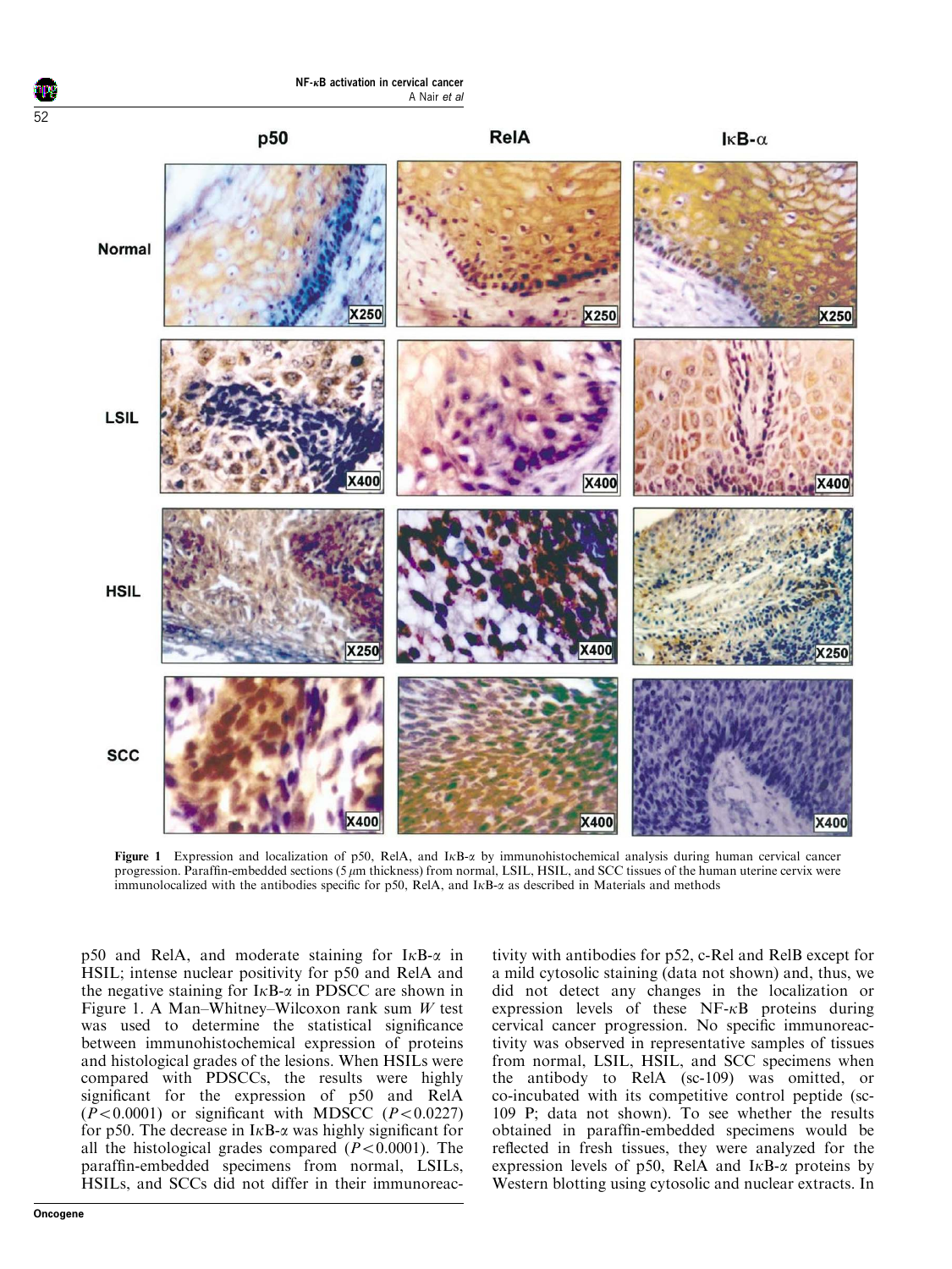Figure 1 Expression and localization of p50, RelA, and IκB-α by immunohistochemical analysis during human cervical cancer progression. Paraffin-embedded sections (5 μm thickness) from normal, LSIL, HSIL, and SCC tissues of the human uterine cervix were immunolocalized with the antibodies specific for p50, RelA, and IκB-α as described in Materials and methods

p50 and RelA, and moderate staining for IκB-α in HSIL; intense nuclear positivity for p50 and RelA and the negative staining for IκB-α in PDSCC are shown in Figure 1. A Man–Whitney–Wilcoxon rank sum *W* test was used to determine the statistical significance between immunohistochemical expression of proteins and histological grades of the lesions. When HSILs were compared with PDSCCs, the results were highly significant for the expression of p50 and RelA ($P<0.0001$) or significant with MDSCC ($P<0.0227$) for p50. The decrease in IκB-α was highly significant for all the histological grades compared ($P<0.0001$). The paraffin-embedded specimens from normal, LSILs, HSILs, and SCCs did not differ in their immunoreactivity with antibodies for p52, c-Rel and RelB except for a mild cytosolic staining (data not shown) and, thus, we did not detect any changes in the localization or expression levels of these NF-κB proteins during cervical cancer progression. No specific immunoreactivity was observed in representative samples of tissues from normal, LSIL, HSIL, and SCC specimens when the antibody to RelA (sc-109) was omitted, or co-incubated with its competitive control peptide (sc-109 P; data not shown). To see whether the results obtained in paraffin-embedded specimens would be reflected in fresh tissues, they were analyzed for the expression levels of p50, RelA and IκB-α proteins by Western blotting using cytosolic and nuclear extracts. In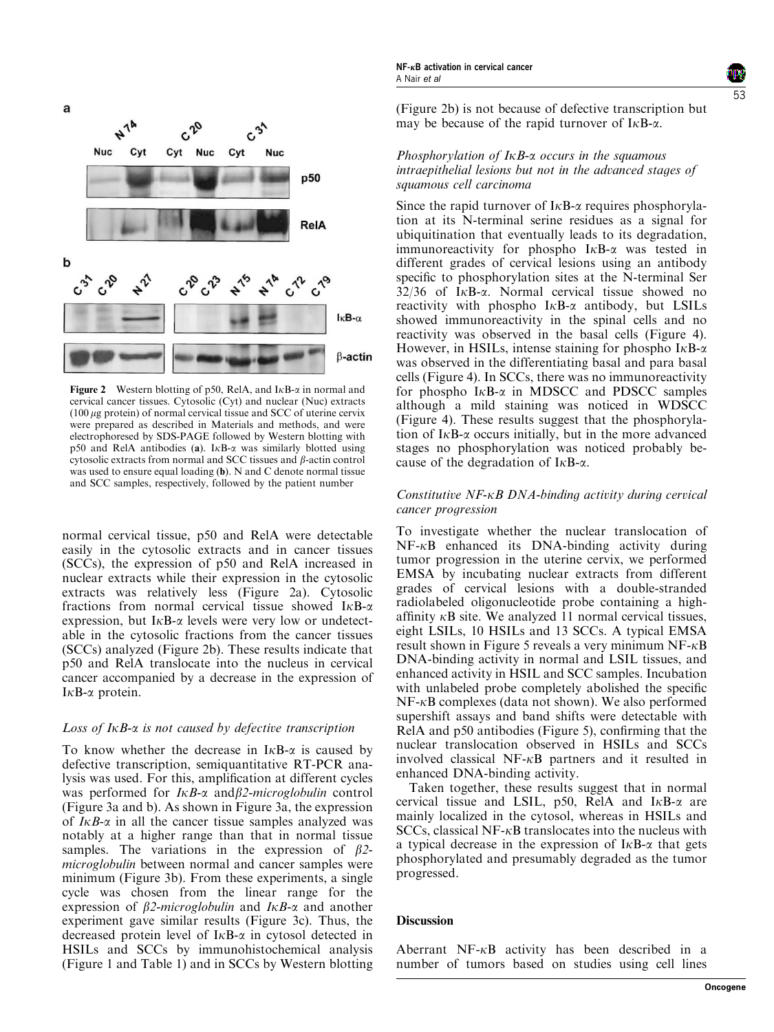**Figure 2** Western blotting of p50, RelA, and IκB-α in normal and cervical cancer tissues. Cytosolic (Cyt) and nuclear (Nuc) extracts (100 μg protein) of normal cervical tissue and SCC of uterine cervix were prepared as described in Materials and methods, and were electrophoresed by SDS-PAGE followed by Western blotting with p50 and RelA antibodies (**a**). IκB-α was similarly blotted using cytosolic extracts from normal and SCC tissues and β-actin control was used to ensure equal loading (**b**). N and C denote normal tissue and SCC samples, respectively, followed by the patient number

normal cervical tissue, p50 and RelA were detectable easily in the cytosolic extracts and in cancer tissues (SCCs), the expression of p50 and RelA increased in nuclear extracts while their expression in the cytosolic extracts was relatively less (Figure 2a). Cytosolic fractions from normal cervical tissue showed IκB-α expression, but IκB-α levels were very low or undetectable in the cytosolic fractions from the cancer tissues (SCCs) analyzed (Figure 2b). These results indicate that p50 and RelA translocate into the nucleus in cervical cancer accompanied by a decrease in the expression of IκB-α protein.

### *Loss of IκB-α is not caused by defective transcription*

To know whether the decrease in IκB-α is caused by defective transcription, semiquantitative RT-PCR analysis was used. For this, amplification at different cycles was performed for *IκB-α* and *β2-microglobulin* control (Figure 3a and b). As shown in Figure 3a, the expression of *IκB-α* in all the cancer tissue samples analyzed was notably at a higher range than that in normal tissue samples. The variations in the expression of *β2-microglobulin* between normal and cancer samples were minimum (Figure 3b). From these experiments, a single cycle was chosen from the linear range for the expression of *β2-microglobulin* and *IκB-α* and another experiment gave similar results (Figure 3c). Thus, the decreased protein level of IκB-α in cytosol detected in HSILs and SCCs by immunohistochemical analysis (Figure 1 and Table 1) and in SCCs by Western blotting (Figure 2b) is not because of defective transcription but may be because of the rapid turnover of IκB-α.

### *Phosphorylation of IκB-α occurs in the squamous intraepithelial lesions but not in the advanced stages of squamous cell carcinoma*

Since the rapid turnover of IκB-α requires phosphorylation at its N-terminal serine residues as a signal for ubiquitination that eventually leads to its degradation, immunoreactivity for phospho IκB-α was tested in different grades of cervical lesions using an antibody specific to phosphorylation sites at the N-terminal Ser 32/36 of IκB-α. Normal cervical tissue showed no reactivity with phospho IκB-α antibody, but LSILs showed immunoreactivity in the spinal cells and no reactivity was observed in the basal cells (Figure 4). However, in HSILs, intense staining for phospho IκB-α was observed in the differentiating basal and para basal cells (Figure 4). In SCCs, there was no immunoreactivity for phospho IκB-α in MDSCC and PDSCC samples although a mild staining was noticed in WDSCC (Figure 4). These results suggest that the phosphorylation of IκB-α occurs initially, but in the more advanced stages no phosphorylation was noticed probably because of the degradation of IκB-α.

### *Constitutive NF-κB DNA-binding activity during cervical cancer progression*

To investigate whether the nuclear translocation of NF-κB enhanced its DNA-binding activity during tumor progression in the uterine cervix, we performed EMSA by incubating nuclear extracts from different grades of cervical lesions with a double-stranded radiolabeled oligonucleotide probe containing a high-affinity κB site. We analyzed 11 normal cervical tissues, eight LSILs, 10 HSILs and 13 SCCs. A typical EMSA result shown in Figure 5 reveals a very minimum NF-κB DNA-binding activity in normal and LSIL tissues, and enhanced activity in HSIL and SCC samples. Incubation with unlabeled probe completely abolished the specific NF-κB complexes (data not shown). We also performed supershift assays and band shifts were detectable with RelA and p50 antibodies (Figure 5), confirming that the nuclear translocation observed in HSILs and SCCs involved classical NF-κB partners and it resulted in enhanced DNA-binding activity.

Taken together, these results suggest that in normal cervical tissue and LSIL, p50, RelA and IκB-α are mainly localized in the cytosol, whereas in HSILs and SCCs, classical NF-κB translocates into the nucleus with a typical decrease in the expression of IκB-α that gets phosphorylated and presumably degraded as the tumor progressed.

## Discussion

Aberrant NF-κB activity has been described in a number of tumors based on studies using cell lines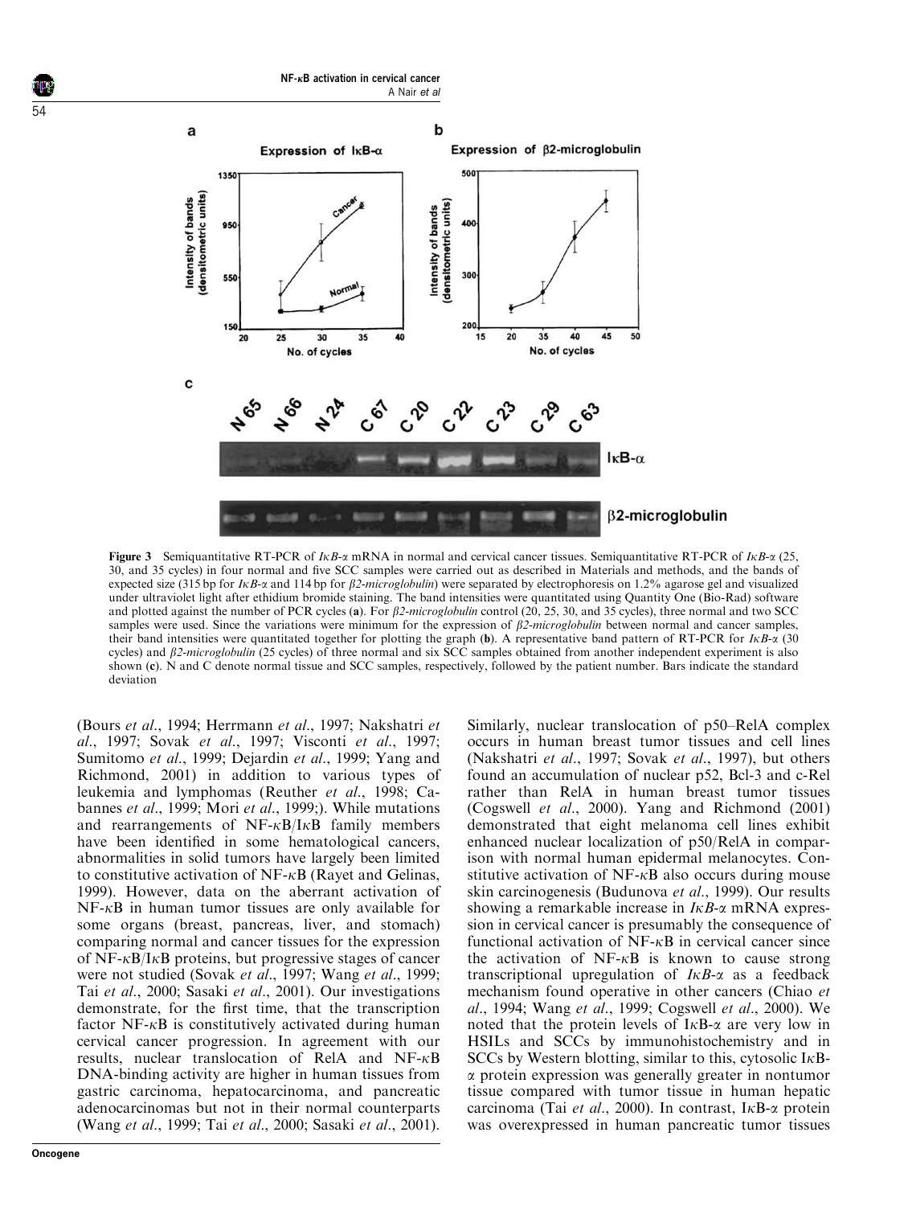**Figure 3** Semiquantitative RT-PCR of *IκB-α* mRNA in normal and cervical cancer tissues. Semiquantitative RT-PCR of *IκB-α* (25, 30, and 35 cycles) in four normal and five SCC samples were carried out as described in Materials and methods, and the bands of expected size (315 bp for *IκB-α* and 114 bp for *β2-microglobulin*) were separated by electrophoresis on 1.2% agarose gel and visualized under ultraviolet light after ethidium bromide staining. The band intensities were quantitated using Quantity One (Bio-Rad) software and plotted against the number of PCR cycles (**a**). For *β2-microglobulin* control (20, 25, 30, and 35 cycles), three normal and two SCC samples were used. Since the variations were minimum for the expression of *β2-microglobulin* between normal and cancer samples, their band intensities were quantitated together for plotting the graph (**b**). A representative band pattern of RT-PCR for *IκB-α* (30 cycles) and *β2-microglobulin* (25 cycles) of three normal and six SCC samples obtained from another independent experiment is also shown (**c**). N and C denote normal tissue and SCC samples, respectively, followed by the patient number. Bars indicate the standard deviation

(Bours *et al*., 1994; Herrmann *et al*., 1997; Nakshatri *et al*., 1997; Sovak *et al*., 1997; Visconti *et al*., 1997; Sumitomo *et al*., 1999; Dejardin *et al*., 1999; Yang and Richmond, 2001) in addition to various types of leukemia and lymphomas (Reuther *et al*., 1998; Cabannes *et al*., 1999; Mori *et al*., 1999;). While mutations and rearrangements of NF-κB/IκB family members have been identified in some hematological cancers, abnormalities in solid tumors have largely been limited to constitutive activation of NF-κB (Rayet and Gelinas, 1999). However, data on the aberrant activation of NF-κB in human tumor tissues are only available for some organs (breast, pancreas, liver, and stomach) comparing normal and cancer tissues for the expression of NF-κB/IκB proteins, but progressive stages of cancer were not studied (Sovak *et al*., 1997; Wang *et al*., 1999; Tai *et al*., 2000; Sasaki *et al*., 2001). Our investigations demonstrate, for the first time, that the transcription factor NF-κB is constitutively activated during human cervical cancer progression. In agreement with our results, nuclear translocation of RelA and NF-κB DNA-binding activity are higher in human tissues from gastric carcinoma, hepatocarcinoma, and pancreatic adenocarcinomas but not in their normal counterparts (Wang *et al*., 1999; Tai *et al*., 2000; Sasaki *et al*., 2001). Similarly, nuclear translocation of p50–RelA complex occurs in human breast tumor tissues and cell lines (Nakshatri *et al*., 1997; Sovak *et al*., 1997), but others found an accumulation of nuclear p52, Bcl-3 and c-Rel rather than RelA in human breast tumor tissues (Cogswell *et al*., 2000). Yang and Richmond (2001) demonstrated that eight melanoma cell lines exhibit enhanced nuclear localization of p50/RelA in comparison with normal human epidermal melanocytes. Constitutive activation of NF-κB also occurs during mouse skin carcinogenesis (Budunova *et al*., 1999). Our results showing a remarkable increase in *IκB-α* mRNA expression in cervical cancer is presumably the consequence of functional activation of NF-κB in cervical cancer since the activation of NF-κB is known to cause strong transcriptional upregulation of *IκB-α* as a feedback mechanism found operative in other cancers (Chiao *et al*., 1994; Wang *et al*., 1999; Cogswell *et al*., 2000). We noted that the protein levels of IκB-α are very low in HSILs and SCCs by immunohistochemistry and in SCCs by Western blotting, similar to this, cytosolic IκB-α protein expression was generally greater in nontumor tissue compared with tumor tissue in human hepatic carcinoma (Tai *et al*., 2000). In contrast, IκB-α protein was overexpressed in human pancreatic tumor tissues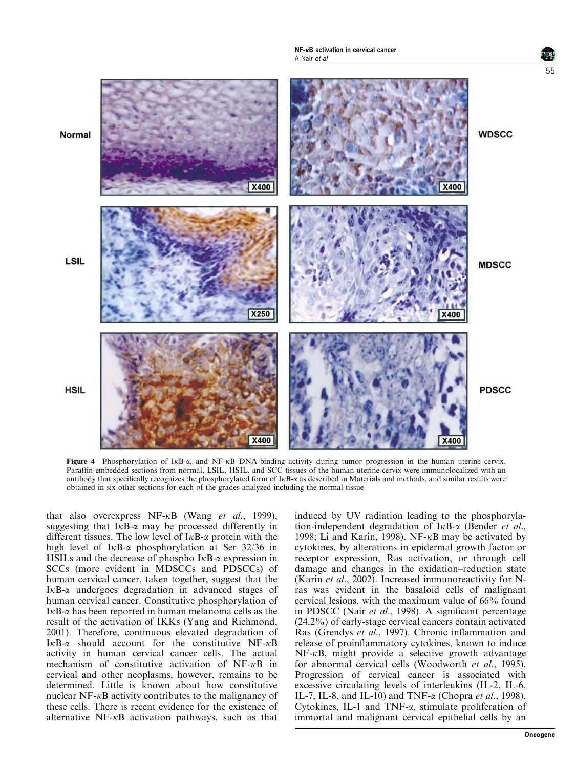**Figure 4** Phosphorylation of IκB-α, and NF-κB DNA-binding activity during tumor progression in the human uterine cervix. Paraffin-embedded sections from normal, LSIL, HSIL, and SCC tissues of the human uterine cervix were immunolocalized with an antibody that specifically recognizes the phosphorylated form of IκB-α as described in Materials and methods, and similar results were obtained in six other sections for each of the grades analyzed including the normal tissue

that also overexpress NF-κB (Wang *et al*., 1999), suggesting that IκB-α may be processed differently in different tissues. The low level of IκB-α protein with the high level of IκB-α phosphorylation at Ser 32/36 in HSILs and the decrease of phospho IκB-α expression in SCCs (more evident in MDSCCs and PDSCCs) of human cervical cancer, taken together, suggest that the IκB-α undergoes degradation in advanced stages of human cervical cancer. Constitutive phosphorylation of IκB-α has been reported in human melanoma cells as the result of the activation of IKKs (Yang and Richmond, 2001). Therefore, continuous elevated degradation of IκB-α should account for the constitutive NF-κB activity in human cervical cancer cells. The actual mechanism of constitutive activation of NF-κB in cervical and other neoplasms, however, remains to be determined. Little is known about how constitutive nuclear NF-κB activity contributes to the malignancy of these cells. There is recent evidence for the existence of alternative NF-κB activation pathways, such as that induced by UV radiation leading to the phosphorylation-independent degradation of IκB-α (Bender *et al*., 1998; Li and Karin, 1998). NF-κB may be activated by cytokines, by alterations in epidermal growth factor or receptor expression, Ras activation, or through cell damage and changes in the oxidation–reduction state (Karin *et al*., 2002). Increased immunoreactivity for N-ras was evident in the basaloid cells of malignant cervical lesions, with the maximum value of 66% found in PDSCC (Nair *et al*., 1998). A significant percentage (24.2%) of early-stage cervical cancers contain activated Ras (Grendys *et al*., 1997). Chronic inflammation and release of proinflammatory cytokines, known to induce NF-κB, might provide a selective growth advantage for abnormal cervical cells (Woodworth *et al*., 1995). Progression of cervical cancer is associated with excessive circulating levels of interleukins (IL-2, IL-6, IL-7, IL-8, and IL-10) and TNF-α (Chopra *et al*., 1998). Cytokines, IL-1 and TNF-α, stimulate proliferation of immortal and malignant cervical epithelial cells by an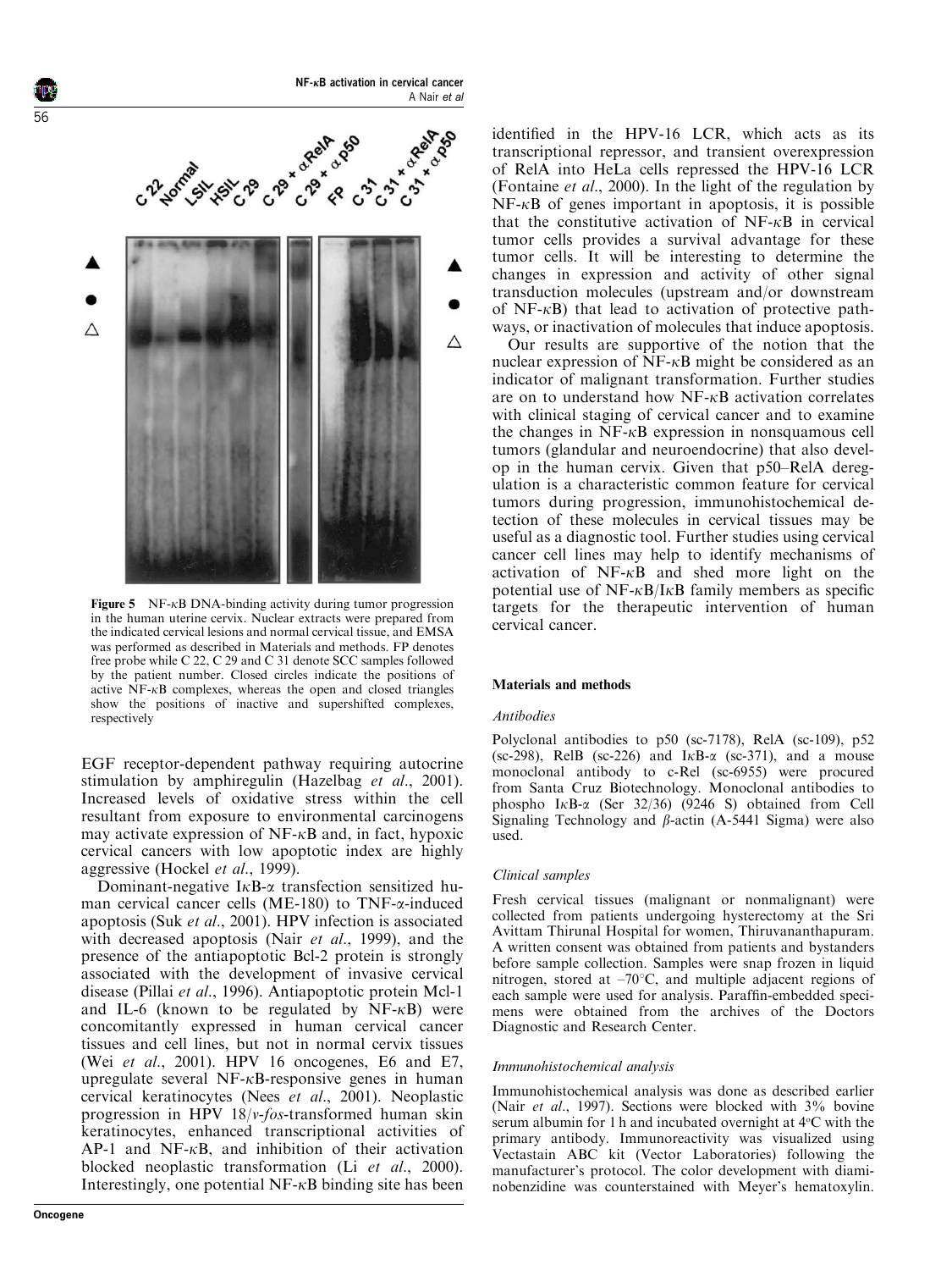**Figure 5** NF-κB DNA-binding activity during tumor progression in the human uterine cervix. Nuclear extracts were prepared from the indicated cervical lesions and normal cervical tissue, and EMSA was performed as described in Materials and methods. FP denotes free probe while C 22, C 29 and C 31 denote SCC samples followed by the patient number. Closed circles indicate the positions of active NF-κB complexes, whereas the open and closed triangles show the positions of inactive and supershifted complexes, respectively

EGF receptor-dependent pathway requiring autocrine stimulation by amphiregulin (Hazelbag *et al*., 2001). Increased levels of oxidative stress within the cell resultant from exposure to environmental carcinogens may activate expression of NF-κB and, in fact, hypoxic cervical cancers with low apoptotic index are highly aggressive (Hockel *et al*., 1999).

Dominant-negative IκB-α transfection sensitized human cervical cancer cells (ME-180) to TNF-α-induced apoptosis (Suk *et al*., 2001). HPV infection is associated with decreased apoptosis (Nair *et al*., 1999), and the presence of the antiapoptotic Bcl-2 protein is strongly associated with the development of invasive cervical disease (Pillai *et al*., 1996). Antiapoptotic protein Mcl-1 and IL-6 (known to be regulated by NF-κB) were concomitantly expressed in human cervical cancer tissues and cell lines, but not in normal cervix tissues (Wei *et al*., 2001). HPV 16 oncogenes, E6 and E7, upregulate several NF-κB-responsive genes in human cervical keratinocytes (Nees *et al*., 2001). Neoplastic progression in HPV 18/*v-fos*-transformed human skin keratinocytes, enhanced transcriptional activities of AP-1 and NF-κB, and inhibition of their activation blocked neoplastic transformation (Li *et al*., 2000). Interestingly, one potential NF-κB binding site has been identified in the HPV-16 LCR, which acts as its transcriptional repressor, and transient overexpression of RelA into HeLa cells repressed the HPV-16 LCR (Fontaine *et al*., 2000). In the light of the regulation by NF-κB of genes important in apoptosis, it is possible that the constitutive activation of NF-κB in cervical tumor cells provides a survival advantage for these tumor cells. It will be interesting to determine the changes in expression and activity of other signal transduction molecules (upstream and/or downstream of NF-κB) that lead to activation of protective pathways, or inactivation of molecules that induce apoptosis.

Our results are supportive of the notion that the nuclear expression of NF-κB might be considered as an indicator of malignant transformation. Further studies are on to understand how NF-κB activation correlates with clinical staging of cervical cancer and to examine the changes in NF-κB expression in nonsquamous cell tumors (glandular and neuroendocrine) that also develop in the human cervix. Given that p50–RelA deregulation is a characteristic common feature for cervical tumors during progression, immunohistochemical detection of these molecules in cervical tissues may be useful as a diagnostic tool. Further studies using cervical cancer cell lines may help to identify mechanisms of activation of NF-κB and shed more light on the potential use of NF-κB/IκB family members as specific targets for the therapeutic intervention of human cervical cancer.

## Materials and methods

### *Antibodies*

Polyclonal antibodies to p50 (sc-7178), RelA (sc-109), p52 (sc-298), RelB (sc-226) and IκB-α (sc-371), and a mouse monoclonal antibody to c-Rel (sc-6955) were procured from Santa Cruz Biotechnology. Monoclonal antibodies to phospho IκB-α (Ser 32/36) (9246 S) obtained from Cell Signaling Technology and β-actin (A-5441 Sigma) were also used.

### *Clinical samples*

Fresh cervical tissues (malignant or nonmalignant) were collected from patients undergoing hysterectomy at the Sri Avittam Thirunal Hospital for women, Thiruvananthapuram. A written consent was obtained from patients and bystanders before sample collection. Samples were snap frozen in liquid nitrogen, stored at –70°C, and multiple adjacent regions of each sample were used for analysis. Paraffin-embedded specimens were obtained from the archives of the Doctors Diagnostic and Research Center.

### *Immunohistochemical analysis*

Immunohistochemical analysis was done as described earlier (Nair *et al*., 1997). Sections were blocked with 3% bovine serum albumin for 1 h and incubated overnight at 4°C with the primary antibody. Immunoreactivity was visualized using Vectastain ABC kit (Vector Laboratories) following the manufacturer's protocol. The color development with diaminobenzidine was counterstained with Meyer's hematoxylin.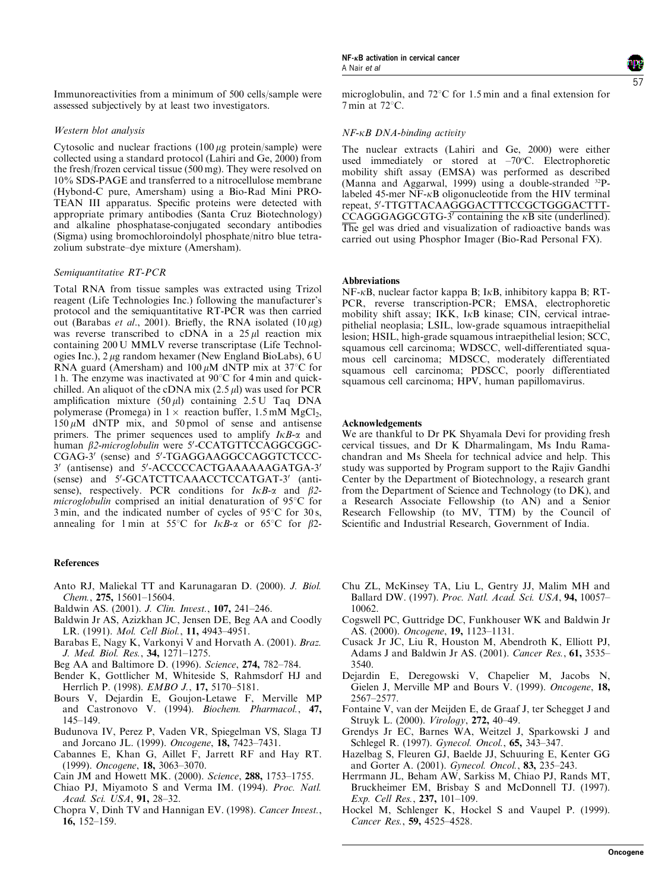Immunoreactivities from a minimum of 500 cells/sample were assessed subjectively by at least two investigators.

### *Western blot analysis*

Cytosolic and nuclear fractions (100 μg protein/sample) were collected using a standard protocol (Lahiri and Ge, 2000) from the fresh/frozen cervical tissue (500 mg). They were resolved on 10% SDS-PAGE and transferred to a nitrocellulose membrane (Hybond-C pure, Amersham) using a Bio-Rad Mini PROTEAN III apparatus. Specific proteins were detected with appropriate primary antibodies (Santa Cruz Biotechnology) and alkaline phosphatase-conjugated secondary antibodies (Sigma) using bromochloroindolyl phosphate/nitro blue tetrazolium substrate–dye mixture (Amersham).

### *Semiquantitative RT-PCR*

Total RNA from tissue samples was extracted using Trizol reagent (Life Technologies Inc.) following the manufacturer's protocol and the semiquantitative RT-PCR was then carried out (Barabas *et al*., 2001). Briefly, the RNA isolated (10 μg) was reverse transcribed to cDNA in a 25 μl reaction mix containing 200 U MMLV reverse transcriptase (Life Technologies Inc.), 2 μg random hexamer (New England BioLabs), 6 U RNA guard (Amersham) and 100 μM dNTP mix at 37°C for 1 h. The enzyme was inactivated at 90°C for 4 min and quick-chilled. An aliquot of the cDNA mix (2.5 μl) was used for PCR amplification mixture (50 μl) containing 2.5 U Taq DNA polymerase (Promega) in 1 × reaction buffer, 1.5 mM $MgCl_2$, 150 μM dNTP mix, and 50 pmol of sense and antisense primers. The primer sequences used to amplify *IκB-α* and human *β2-microglobulin* were 5′-CCATGTTCCAGGCGGCCGAG-3′ (sense) and 5′-TGAGGAAGGCCAGGTCTCCC-3′ (antisense) and 5′-ACCCCCACTGAAAAAAGATGA-3′ (sense) and 5′-GCATCTTCAAACCTCCATGAT-3′ (antisense), respectively. PCR conditions for *IκB-α* and *β2-microglobulin* comprised an initial denaturation of 95°C for 3 min, and the indicated number of cycles of 95°C for 30 s, annealing for 1 min at 55°C for *IκB-α* or 65°C for *β2-microglobulin*, and 72°C for 1.5 min and a final extension for 7 min at 72°C.

### *NF-κB DNA-binding activity*

The nuclear extracts (Lahiri and Ge, 2000) were either used immediately or stored at –70°C. Electrophoretic mobility shift assay (EMSA) was performed as described (Manna and Aggarwal, 1999) using a double-stranded [32]P-labeled 45-mer NF-κB oligonucleotide from the HIV terminal repeat, 5′-TTGTTACAA<u>GGGACTTTCC</u>GCTGGGACTTTCCAGGGAGGCGTG-3′ containing the κB site (underlined). The gel was dried and visualization of radioactive bands was carried out using Phosphor Imager (Bio-Rad Personal FX).

### Abbreviations

NF-κB, nuclear factor kappa B; IκB, inhibitory kappa B; RT-PCR, reverse transcription-PCR; EMSA, electrophoretic mobility shift assay; IKK, IκB kinase; CIN, cervical intraepithelial neoplasia; LSIL, low-grade squamous intraepithelial lesion; HSIL, high-grade squamous intraepithelial lesion; SCC, squamous cell carcinoma; WDSCC, well-differentiated squamous cell carcinoma; MDSCC, moderately differentiated squamous cell carcinoma; PDSCC, poorly differentiated squamous cell carcinoma; HPV, human papillomavirus.

### Acknowledgements

We are thankful to Dr PK Shyamala Devi for providing fresh cervical tissues, and Dr K Dharmalingam, Ms Indu Ramachandran and Ms Sheela for technical advice and help. This study was supported by Program support to the Rajiv Gandhi Center by the Department of Biotechnology, a research grant from the Department of Science and Technology (to DK), and a Research Associate Fellowship (to AN) and a Senior Research Fellowship (to MV, TTM) by the Council of Scientific and Industrial Research, Government of India.

## References

Anto RJ, Maliekal TT and Karunagaran D. (2000). *J. Biol. Chem.*, **275**, 15601–15604.

Baldwin AS. (2001). *J. Clin. Invest.*, **107**, 241–246.

Baldwin Jr AS, Azizkhan JC, Jensen DE, Beg AA and Coodly LR. (1991). *Mol. Cell Biol.*, **11**, 4943–4951.

Barabas E, Nagy K, Varkonyi V and Horvath A. (2001). *Braz. J. Med. Biol. Res.*, **34**, 1271–1275.

Beg AA and Baltimore D. (1996). *Science*, **274**, 782–784.

Bender K, Gottlicher M, Whiteside S, Rahmsdorf HJ and Herrlich P. (1998). *EMBO J.*, **17**, 5170–5181.

Bours V, Dejardin E, Goujon-Letawe F, Merville MP and Castronovo V. (1994). *Biochem. Pharmacol.*, **47**, 145–149.

Budunova IV, Perez P, Vaden VR, Spiegelman VS, Slaga TJ and Jorcano JL. (1999). *Oncogene*, **18**, 7423–7431.

Cabannes E, Khan G, Aillet F, Jarrett RF and Hay RT. (1999). *Oncogene*, **18**, 3063–3070.

Cain JM and Howett MK. (2000). *Science*, **288**, 1753–1755.

Chiao PJ, Miyamoto S and Verma IM. (1994). *Proc. Natl. Acad. Sci. USA*, **91**, 28–32.

Chopra V, Dinh TV and Hannigan EV. (1998). *Cancer Invest.*, **16**, 152–159.

Chu ZL, McKinsey TA, Liu L, Gentry JJ, Malim MH and Ballard DW. (1997). *Proc. Natl. Acad. Sci. USA*, **94**, 10057–10062.

Cogswell PC, Guttridge DC, Funkhouser WK and Baldwin Jr AS. (2000). *Oncogene*, **19**, 1123–1131.

Cusack Jr JC, Liu R, Houston M, Abendroth K, Elliott PJ, Adams J and Baldwin Jr AS. (2001). *Cancer Res.*, **61**, 3535–3540.

Dejardin E, Deregowski V, Chapelier M, Jacobs N, Gielen J, Merville MP and Bours V. (1999). *Oncogene*, **18**, 2567–2577.

Fontaine V, van der Meijden E, de Graaf J, ter Schegget J and Struyk L. (2000). *Virology*, **272**, 40–49.

Grendys Jr EC, Barnes WA, Weitzel J, Sparkowski J and Schlegel R. (1997). *Gynecol. Oncol.*, **65**, 343–347.

Hazelbag S, Fleuren GJ, Baelde JJ, Schuuring E, Kenter GG and Gorter A. (2001). *Gynecol. Oncol.*, **83**, 235–243.

Herrmann JL, Beham AW, Sarkiss M, Chiao PJ, Rands MT, Bruckheimer EM, Brisbay S and McDonnell TJ. (1997). *Exp. Cell Res.*, **237**, 101–109.

Hockel M, Schlenger K, Hockel S and Vaupel P. (1999). *Cancer Res.*, **59**, 4525–4528.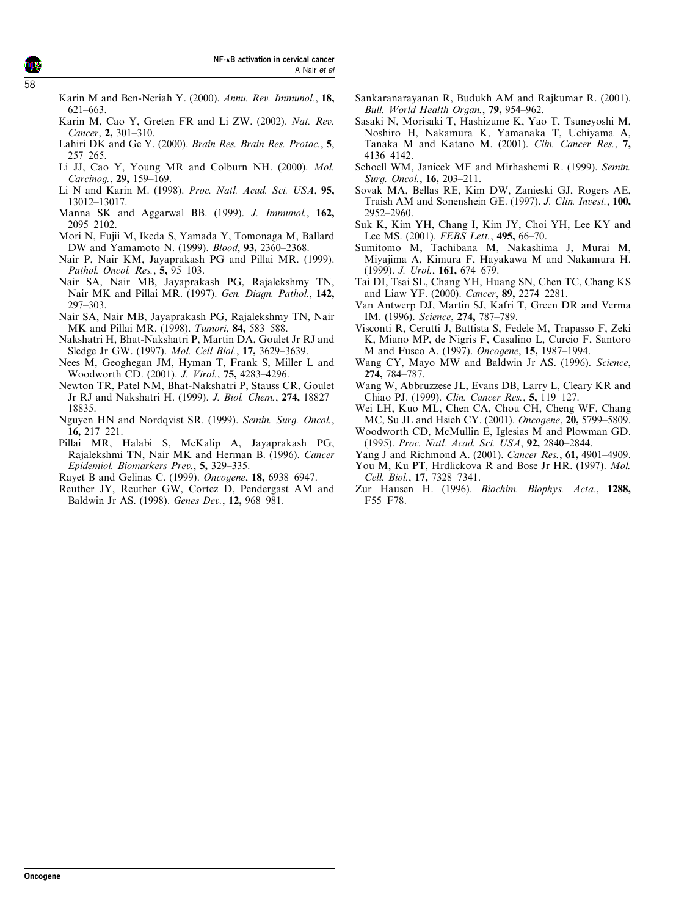Karin M and Ben-Neriah Y. (2000). *Annu. Rev. Immunol.*, **18,** 621–663.

Karin M, Cao Y, Greten FR and Li ZW. (2002). *Nat. Rev. Cancer*, **2,** 301–310.

Lahiri DK and Ge Y. (2000). *Brain Res. Brain Res. Protoc.*, **5**, 257–265.

Li JJ, Cao Y, Young MR and Colburn NH. (2000). *Mol. Carcinog.*, **29,** 159–169.

Li N and Karin M. (1998). *Proc. Natl. Acad. Sci. USA*, **95,** 13012–13017.

Manna SK and Aggarwal BB. (1999). *J. Immunol.*, **162,** 2095–2102.

Mori N, Fujii M, Ikeda S, Yamada Y, Tomonaga M, Ballard DW and Yamamoto N. (1999). *Blood*, **93,** 2360–2368.

Nair P, Nair KM, Jayaprakash PG and Pillai MR. (1999). *Pathol. Oncol. Res.*, **5,** 95–103.

Nair SA, Nair MB, Jayaprakash PG, Rajalekshmy TN, Nair MK and Pillai MR. (1997). *Gen. Diagn. Pathol.*, **142,** 297–303.

Nair SA, Nair MB, Jayaprakash PG, Rajalekshmy TN, Nair MK and Pillai MR. (1998). *Tumori*, **84,** 583–588.

Nakshatri H, Bhat-Nakshatri P, Martin DA, Goulet Jr RJ and Sledge Jr GW. (1997). *Mol. Cell Biol.*, **17,** 3629–3639.

Nees M, Geoghegan JM, Hyman T, Frank S, Miller L and Woodworth CD. (2001). *J. Virol.*, **75,** 4283–4296.

Newton TR, Patel NM, Bhat-Nakshatri P, Stauss CR, Goulet Jr RJ and Nakshatri H. (1999). *J. Biol. Chem.*, **274,** 18827–18835.

Nguyen HN and Nordqvist SR. (1999). *Semin. Surg. Oncol.*, **16,** 217–221.

Pillai MR, Halabi S, McKalip A, Jayaprakash PG, Rajalekshmi TN, Nair MK and Herman B. (1996). *Cancer Epidemiol. Biomarkers Prev.*, **5,** 329–335.

Rayet B and Gelinas C. (1999). *Oncogene*, **18,** 6938–6947.

Reuther JY, Reuther GW, Cortez D, Pendergast AM and Baldwin Jr AS. (1998). *Genes Dev.*, **12,** 968–981.

Sankaranarayanan R, Budukh AM and Rajkumar R. (2001). *Bull. World Health Organ.*, **79,** 954–962.

Sasaki N, Morisaki T, Hashizume K, Yao T, Tsuneyoshi M, Noshiro H, Nakamura K, Yamanaka T, Uchiyama A, Tanaka M and Katano M. (2001). *Clin. Cancer Res.*, **7,** 4136–4142.

Schoell WM, Janicek MF and Mirhashemi R. (1999). *Semin. Surg. Oncol.*, **16,** 203–211.

Sovak MA, Bellas RE, Kim DW, Zanieski GJ, Rogers AE, Traish AM and Sonenshein GE. (1997). *J. Clin. Invest.*, **100,** 2952–2960.

Suk K, Kim YH, Chang I, Kim JY, Choi YH, Lee KY and Lee MS. (2001). *FEBS Lett.*, **495,** 66–70.

Sumitomo M, Tachibana M, Nakashima J, Murai M, Miyajima A, Kimura F, Hayakawa M and Nakamura H. (1999). *J. Urol.*, **161,** 674–679.

Tai DI, Tsai SL, Chang YH, Huang SN, Chen TC, Chang KS and Liaw YF. (2000). *Cancer*, **89,** 2274–2281.

Van Antwerp DJ, Martin SJ, Kafri T, Green DR and Verma IM. (1996). *Science*, **274,** 787–789.

Visconti R, Cerutti J, Battista S, Fedele M, Trapasso F, Zeki K, Miano MP, de Nigris F, Casalino L, Curcio F, Santoro M and Fusco A. (1997). *Oncogene*, **15,** 1987–1994.

Wang CY, Mayo MW and Baldwin Jr AS. (1996). *Science*, **274,** 784–787.

Wang W, Abbruzzese JL, Evans DB, Larry L, Cleary KR and Chiao PJ. (1999). *Clin. Cancer Res.*, **5,** 119–127.

Wei LH, Kuo ML, Chen CA, Chou CH, Cheng WF, Chang MC, Su JL and Hsieh CY. (2001). *Oncogene*, **20,** 5799–5809.

Woodworth CD, McMullin E, Iglesias M and Plowman GD. (1995). *Proc. Natl. Acad. Sci. USA*, **92,** 2840–2844.

Yang J and Richmond A. (2001). *Cancer Res.*, **61,** 4901–4909.

You M, Ku PT, Hrdlickova R and Bose Jr HR. (1997). *Mol. Cell. Biol.*, **17,** 7328–7341.

Zur Hausen H. (1996). *Biochim. Biophys. Acta.*, **1288,** F55–F78.